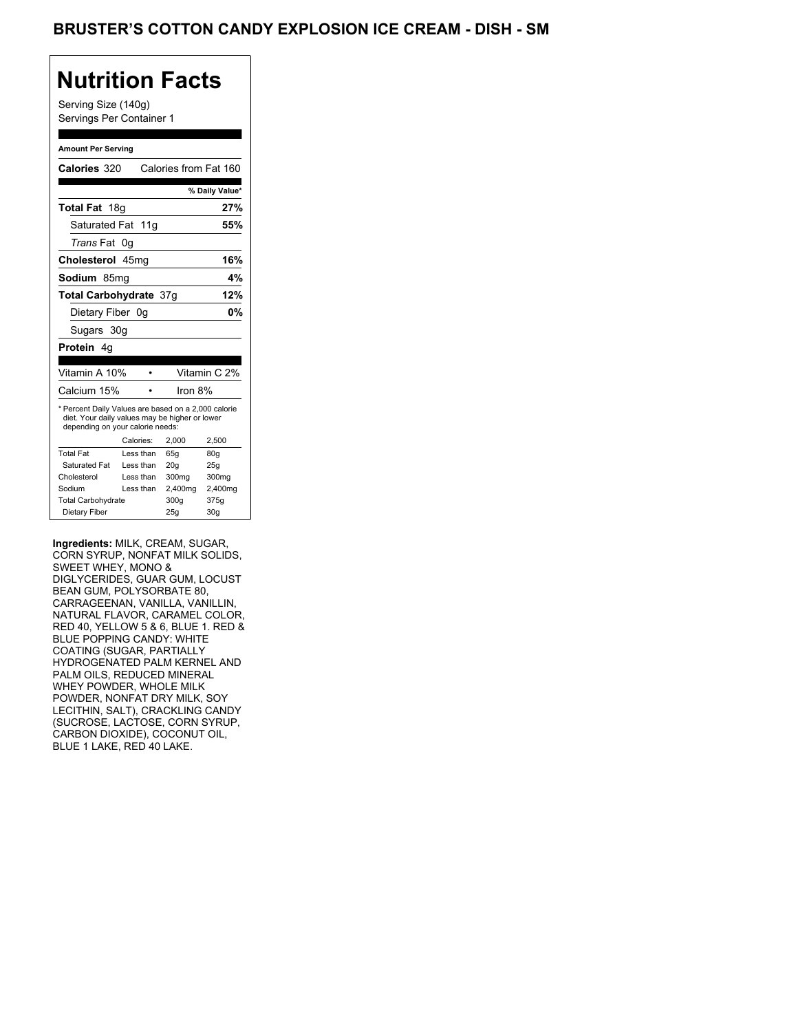# BRUSTER'S COTTON CANDY EXPLOSION ICE CREAM - DISH - SM

## Nutrition Facts

Serving Size (140g)
Servings Per Container 1

**Amount Per Serving**

**Calories** 320 Calories from Fat 160

| | % Daily Value* |
|---|---|
| **Total Fat** 18g | **27%** |
| Saturated Fat 11g | **55%** |
| *Trans* Fat 0g | |
| **Cholesterol** 45mg | **16%** |
| **Sodium** 85mg | **4%** |
| **Total Carbohydrate** 37g | **12%** |
| Dietary Fiber 0g | **0%** |
| Sugars 30g | |
| **Protein** 4g | |

| | |
|---|---|
| Vitamin A 10% | Vitamin C 2% |
| Calcium 15% | Iron 8% |

* Percent Daily Values are based on a 2,000 calorie diet. Your daily values may be higher or lower depending on your calorie needs:

| | Calories: | 2,000 | 2,500 |
|---|---|---|---|
| Total Fat | Less than | 65g | 80g |
| Saturated Fat | Less than | 20g | 25g |
| Cholesterol | Less than | 300mg | 300mg |
| Sodium | Less than | 2,400mg | 2,400mg |
| Total Carbohydrate | | 300g | 375g |
| Dietary Fiber | | 25g | 30g |

**Ingredients:** MILK, CREAM, SUGAR, CORN SYRUP, NONFAT MILK SOLIDS, SWEET WHEY, MONO & DIGLYCERIDES, GUAR GUM, LOCUST BEAN GUM, POLYSORBATE 80, CARRAGEENAN, VANILLA, VANILLIN, NATURAL FLAVOR, CARAMEL COLOR, RED 40, YELLOW 5 & 6, BLUE 1. RED & BLUE POPPING CANDY: WHITE COATING (SUGAR, PARTIALLY HYDROGENATED PALM KERNEL AND PALM OILS, REDUCED MINERAL WHEY POWDER, WHOLE MILK POWDER, NONFAT DRY MILK, SOY LECITHIN, SALT), CRACKLING CANDY (SUCROSE, LACTOSE, CORN SYRUP, CARBON DIOXIDE), COCONUT OIL, BLUE 1 LAKE, RED 40 LAKE.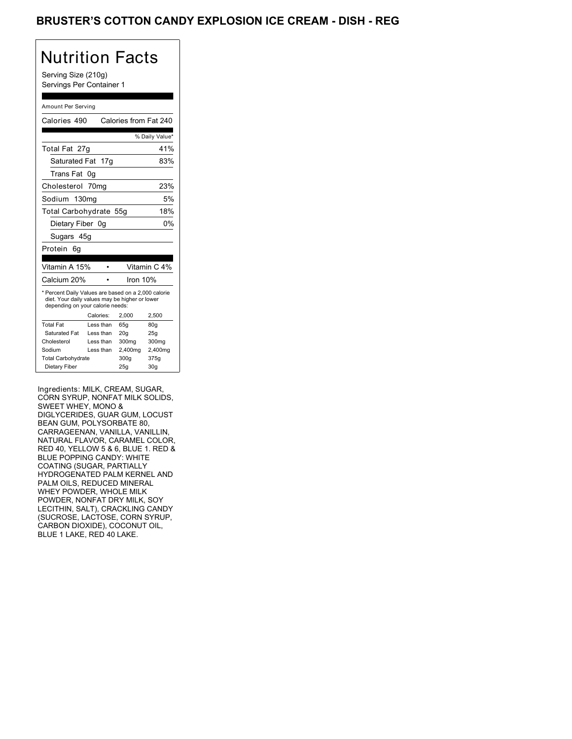# BRUSTER'S COTTON CANDY EXPLOSION ICE CREAM - DISH - REG

## Nutrition Facts

Serving Size (210g)
Servings Per Container 1

Amount Per Serving

| Calories 490 | Calories from Fat 240 |
|---|---|
| | % Daily Value* |
| Total Fat 27g | 41% |
| Saturated Fat 17g | 83% |
| Trans Fat 0g | |
| Cholesterol 70mg | 23% |
| Sodium 130mg | 5% |
| Total Carbohydrate 55g | 18% |
| Dietary Fiber 0g | 0% |
| Sugars 45g | |
| Protein 6g | |

| Vitamin A 15% | • | Vitamin C 4% |
|---|---|---|
| Calcium 20% | • | Iron 10% |

* Percent Daily Values are based on a 2,000 calorie diet. Your daily values may be higher or lower depending on your calorie needs:

| | Calories: | 2,000 | 2,500 |
|---|---|---|---|
| Total Fat | Less than | 65g | 80g |
| Saturated Fat | Less than | 20g | 25g |
| Cholesterol | Less than | 300mg | 300mg |
| Sodium | Less than | 2,400mg | 2,400mg |
| Total Carbohydrate | | 300g | 375g |
| Dietary Fiber | | 25g | 30g |

Ingredients: MILK, CREAM, SUGAR, CORN SYRUP, NONFAT MILK SOLIDS, SWEET WHEY, MONO & DIGLYCERIDES, GUAR GUM, LOCUST BEAN GUM, POLYSORBATE 80, CARRAGEENAN, VANILLA, VANILLIN, NATURAL FLAVOR, CARAMEL COLOR, RED 40, YELLOW 5 & 6, BLUE 1. RED & BLUE POPPING CANDY: WHITE COATING (SUGAR, PARTIALLY HYDROGENATED PALM KERNEL AND PALM OILS, REDUCED MINERAL WHEY POWDER, WHOLE MILK POWDER, NONFAT DRY MILK, SOY LECITHIN, SALT), CRACKLING CANDY (SUCROSE, LACTOSE, CORN SYRUP, CARBON DIOXIDE), COCONUT OIL, BLUE 1 LAKE, RED 40 LAKE.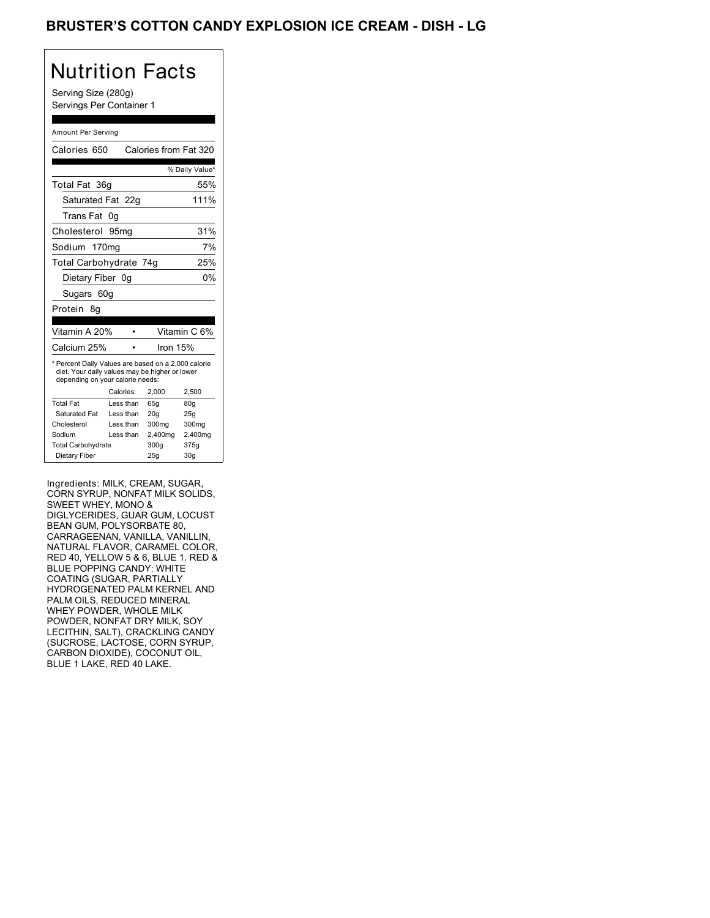# BRUSTER'S COTTON CANDY EXPLOSION ICE CREAM - DISH - LG

## Nutrition Facts

Serving Size (280g)
Servings Per Container 1

Amount Per Serving

| | |
|---|---|
| Calories 650 | Calories from Fat 320 |
| | % Daily Value* |
| Total Fat 36g | 55% |
| Saturated Fat 22g | 111% |
| Trans Fat 0g | |
| Cholesterol 95mg | 31% |
| Sodium 170mg | 7% |
| Total Carbohydrate 74g | 25% |
| Dietary Fiber 0g | 0% |
| Sugars 60g | |
| Protein 8g | |

| | |
|---|---|
| Vitamin A 20% | Vitamin C 6% |
| Calcium 25% | Iron 15% |

* Percent Daily Values are based on a 2,000 calorie diet. Your daily values may be higher or lower depending on your calorie needs:

| | Calories: | 2,000 | 2,500 |
|---|---|---|---|
| Total Fat | Less than | 65g | 80g |
| Saturated Fat | Less than | 20g | 25g |
| Cholesterol | Less than | 300mg | 300mg |
| Sodium | Less than | 2,400mg | 2,400mg |
| Total Carbohydrate | | 300g | 375g |
| Dietary Fiber | | 25g | 30g |

Ingredients: MILK, CREAM, SUGAR, CORN SYRUP, NONFAT MILK SOLIDS, SWEET WHEY, MONO & DIGLYCERIDES, GUAR GUM, LOCUST BEAN GUM, POLYSORBATE 80, CARRAGEENAN, VANILLA, VANILLIN, NATURAL FLAVOR, CARAMEL COLOR, RED 40, YELLOW 5 & 6, BLUE 1. RED & BLUE POPPING CANDY: WHITE COATING (SUGAR, PARTIALLY HYDROGENATED PALM KERNEL AND PALM OILS, REDUCED MINERAL WHEY POWDER, WHOLE MILK POWDER, NONFAT DRY MILK, SOY LECITHIN, SALT), CRACKLING CANDY (SUCROSE, LACTOSE, CORN SYRUP, CARBON DIOXIDE), COCONUT OIL, BLUE 1 LAKE, RED 40 LAKE.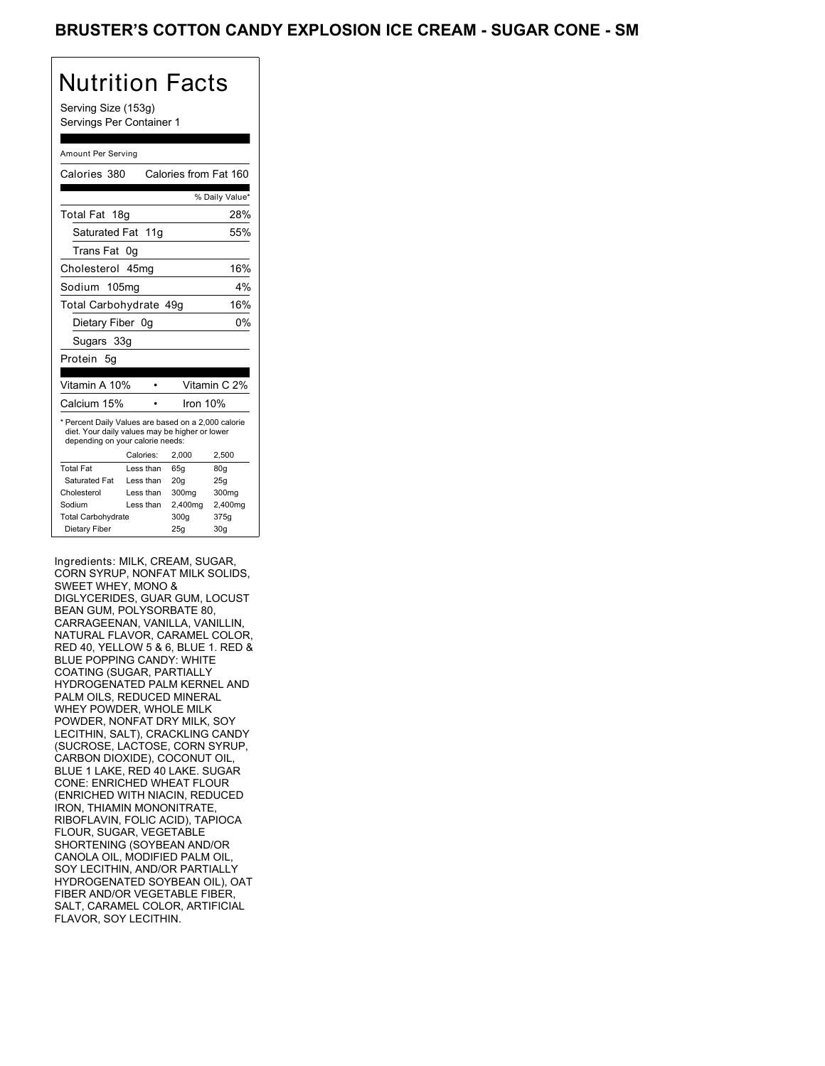# BRUSTER'S COTTON CANDY EXPLOSION ICE CREAM - SUGAR CONE - SM

## Nutrition Facts

Serving Size (153g)
Servings Per Container 1

Amount Per Serving

Calories 380 Calories from Fat 160

| | % Daily Value* |
|---|---|
| Total Fat 18g | 28% |
| Saturated Fat 11g | 55% |
| Trans Fat 0g | |
| Cholesterol 45mg | 16% |
| Sodium 105mg | 4% |
| Total Carbohydrate 49g | 16% |
| Dietary Fiber 0g | 0% |
| Sugars 33g | |
| Protein 5g | |

| | |
|---|---|
| Vitamin A 10% | Vitamin C 2% |
| Calcium 15% | Iron 10% |

* Percent Daily Values are based on a 2,000 calorie diet. Your daily values may be higher or lower depending on your calorie needs:

| | Calories: | 2,000 | 2,500 |
|---|---|---|---|
| Total Fat | Less than | 65g | 80g |
| Saturated Fat | Less than | 20g | 25g |
| Cholesterol | Less than | 300mg | 300mg |
| Sodium | Less than | 2,400mg | 2,400mg |
| Total Carbohydrate | | 300g | 375g |
| Dietary Fiber | | 25g | 30g |

Ingredients: MILK, CREAM, SUGAR, CORN SYRUP, NONFAT MILK SOLIDS, SWEET WHEY, MONO & DIGLYCERIDES, GUAR GUM, LOCUST BEAN GUM, POLYSORBATE 80, CARRAGEENAN, VANILLA, VANILLIN, NATURAL FLAVOR, CARAMEL COLOR, RED 40, YELLOW 5 & 6, BLUE 1. RED & BLUE POPPING CANDY: WHITE COATING (SUGAR, PARTIALLY HYDROGENATED PALM KERNEL AND PALM OILS, REDUCED MINERAL WHEY POWDER, WHOLE MILK POWDER, NONFAT DRY MILK, SOY LECITHIN, SALT), CRACKLING CANDY (SUCROSE, LACTOSE, CORN SYRUP, CARBON DIOXIDE), COCONUT OIL, BLUE 1 LAKE, RED 40 LAKE. SUGAR CONE: ENRICHED WHEAT FLOUR (ENRICHED WITH NIACIN, REDUCED IRON, THIAMIN MONONITRATE, RIBOFLAVIN, FOLIC ACID), TAPIOCA FLOUR, SUGAR, VEGETABLE SHORTENING (SOYBEAN AND/OR CANOLA OIL, MODIFIED PALM OIL, SOY LECITHIN, AND/OR PARTIALLY HYDROGENATED SOYBEAN OIL), OAT FIBER AND/OR VEGETABLE FIBER, SALT, CARAMEL COLOR, ARTIFICIAL FLAVOR, SOY LECITHIN.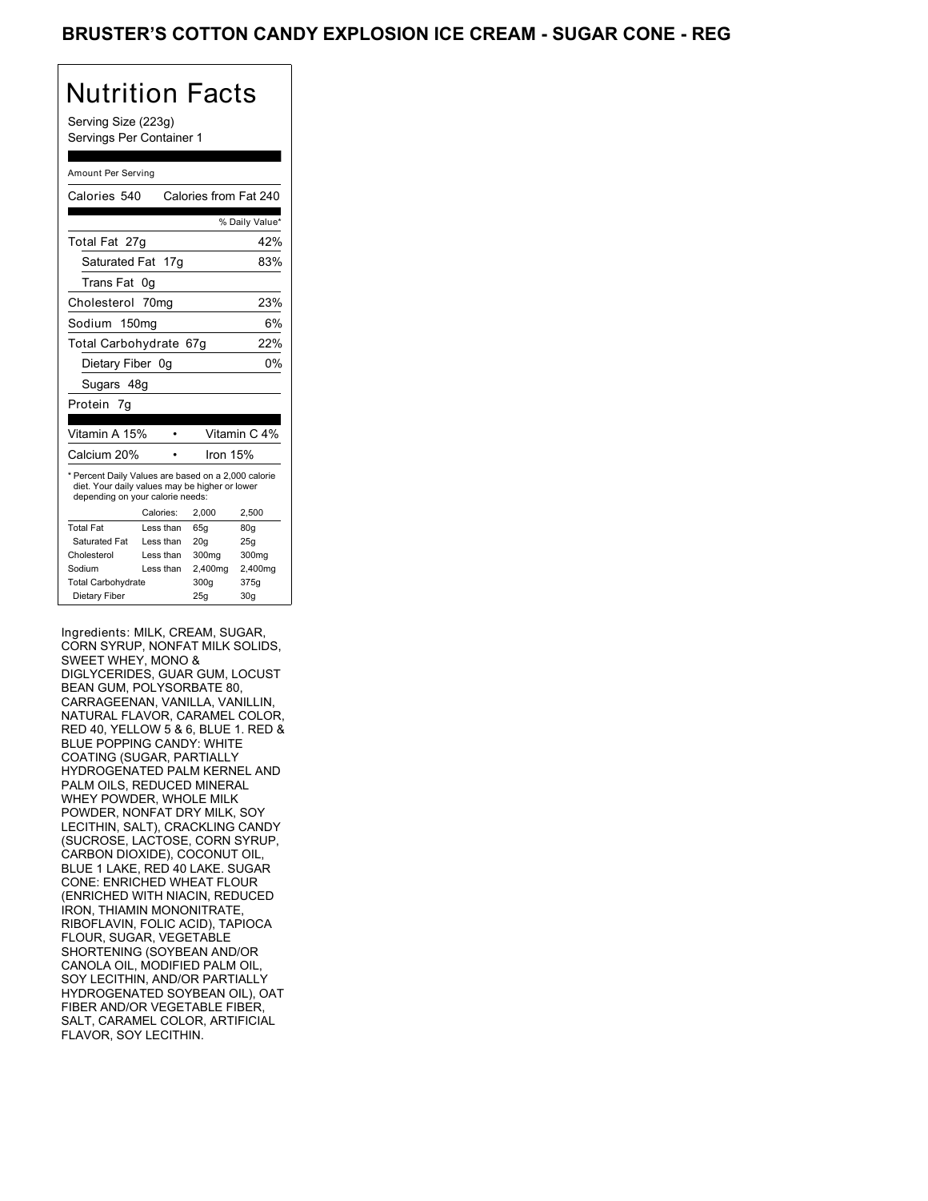# BRUSTER'S COTTON CANDY EXPLOSION ICE CREAM - SUGAR CONE - REG

## Nutrition Facts

Serving Size (223g)
Servings Per Container 1

Amount Per Serving

Calories 540 Calories from Fat 240

| | % Daily Value* |
|---|---|
| Total Fat 27g | 42% |
| Saturated Fat 17g | 83% |
| Trans Fat 0g | |
| Cholesterol 70mg | 23% |
| Sodium 150mg | 6% |
| Total Carbohydrate 67g | 22% |
| Dietary Fiber 0g | 0% |
| Sugars 48g | |
| Protein 7g | |

| | |
|---|---|
| Vitamin A 15% | Vitamin C 4% |
| Calcium 20% | Iron 15% |

* Percent Daily Values are based on a 2,000 calorie diet. Your daily values may be higher or lower depending on your calorie needs:

| | Calories: | 2,000 | 2,500 |
|---|---|---|---|
| Total Fat | Less than | 65g | 80g |
| Saturated Fat | Less than | 20g | 25g |
| Cholesterol | Less than | 300mg | 300mg |
| Sodium | Less than | 2,400mg | 2,400mg |
| Total Carbohydrate | | 300g | 375g |
| Dietary Fiber | | 25g | 30g |

Ingredients: MILK, CREAM, SUGAR, CORN SYRUP, NONFAT MILK SOLIDS, SWEET WHEY, MONO & DIGLYCERIDES, GUAR GUM, LOCUST BEAN GUM, POLYSORBATE 80, CARRAGEENAN, VANILLA, VANILLIN, NATURAL FLAVOR, CARAMEL COLOR, RED 40, YELLOW 5 & 6, BLUE 1. RED & BLUE POPPING CANDY: WHITE COATING (SUGAR, PARTIALLY HYDROGENATED PALM KERNEL AND PALM OILS, REDUCED MINERAL WHEY POWDER, WHOLE MILK POWDER, NONFAT DRY MILK, SOY LECITHIN, SALT), CRACKLING CANDY (SUCROSE, LACTOSE, CORN SYRUP, CARBON DIOXIDE), COCONUT OIL, BLUE 1 LAKE, RED 40 LAKE. SUGAR CONE: ENRICHED WHEAT FLOUR (ENRICHED WITH NIACIN, REDUCED IRON, THIAMIN MONONITRATE, RIBOFLAVIN, FOLIC ACID), TAPIOCA FLOUR, SUGAR, VEGETABLE SHORTENING (SOYBEAN AND/OR CANOLA OIL, MODIFIED PALM OIL, SOY LECITHIN, AND/OR PARTIALLY HYDROGENATED SOYBEAN OIL), OAT FIBER AND/OR VEGETABLE FIBER, SALT, CARAMEL COLOR, ARTIFICIAL FLAVOR, SOY LECITHIN.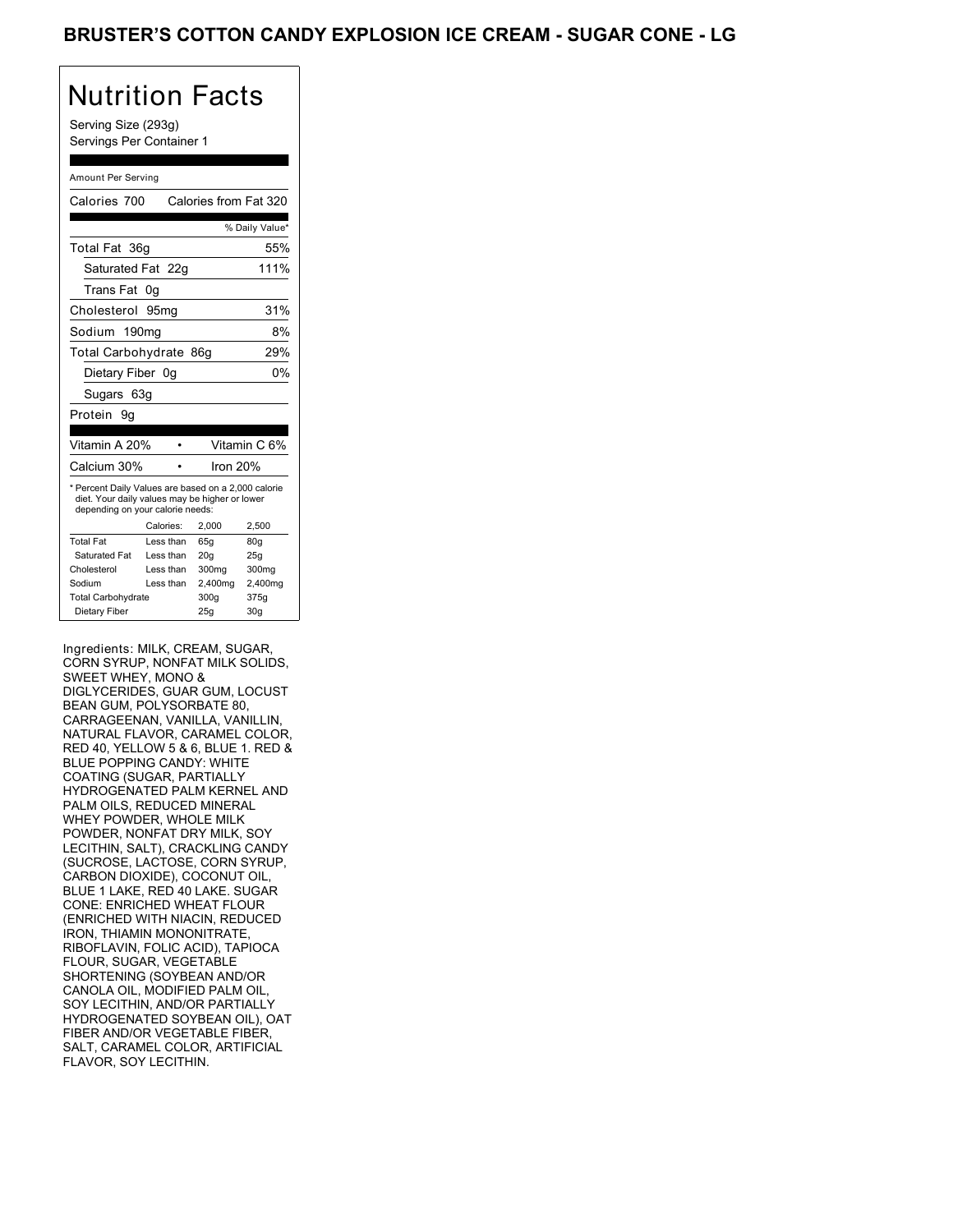# BRUSTER'S COTTON CANDY EXPLOSION ICE CREAM - SUGAR CONE - LG

## Nutrition Facts

Serving Size (293g)
Servings Per Container 1

Amount Per Serving

Calories 700 | Calories from Fat 320

| | % Daily Value* |
|---|---|
| Total Fat 36g | 55% |
| Saturated Fat 22g | 111% |
| Trans Fat 0g | |
| Cholesterol 95mg | 31% |
| Sodium 190mg | 8% |
| Total Carbohydrate 86g | 29% |
| Dietary Fiber 0g | 0% |
| Sugars 63g | |
| Protein 9g | |

| | |
|---|---|
| Vitamin A 20% | Vitamin C 6% |
| Calcium 30% | Iron 20% |

* Percent Daily Values are based on a 2,000 calorie diet. Your daily values may be higher or lower depending on your calorie needs:

| | Calories: | 2,000 | 2,500 |
|---|---|---|---|
| Total Fat | Less than | 65g | 80g |
| Saturated Fat | Less than | 20g | 25g |
| Cholesterol | Less than | 300mg | 300mg |
| Sodium | Less than | 2,400mg | 2,400mg |
| Total Carbohydrate | | 300g | 375g |
| Dietary Fiber | | 25g | 30g |

Ingredients: MILK, CREAM, SUGAR, CORN SYRUP, NONFAT MILK SOLIDS, SWEET WHEY, MONO & DIGLYCERIDES, GUAR GUM, LOCUST BEAN GUM, POLYSORBATE 80, CARRAGEENAN, VANILLA, VANILLIN, NATURAL FLAVOR, CARAMEL COLOR, RED 40, YELLOW 5 & 6, BLUE 1. RED & BLUE POPPING CANDY: WHITE COATING (SUGAR, PARTIALLY HYDROGENATED PALM KERNEL AND PALM OILS, REDUCED MINERAL WHEY POWDER, WHOLE MILK POWDER, NONFAT DRY MILK, SOY LECITHIN, SALT), CRACKLING CANDY (SUCROSE, LACTOSE, CORN SYRUP, CARBON DIOXIDE), COCONUT OIL, BLUE 1 LAKE, RED 40 LAKE. SUGAR CONE: ENRICHED WHEAT FLOUR (ENRICHED WITH NIACIN, REDUCED IRON, THIAMIN MONONITRATE, RIBOFLAVIN, FOLIC ACID), TAPIOCA FLOUR, SUGAR, VEGETABLE SHORTENING (SOYBEAN AND/OR CANOLA OIL, MODIFIED PALM OIL, SOY LECITHIN, AND/OR PARTIALLY HYDROGENATED SOYBEAN OIL), OAT FIBER AND/OR VEGETABLE FIBER, SALT, CARAMEL COLOR, ARTIFICIAL FLAVOR, SOY LECITHIN.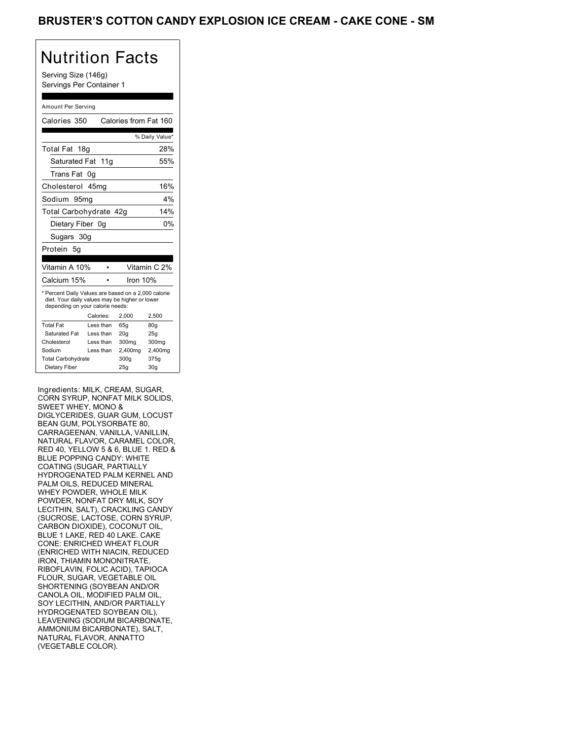# BRUSTER'S COTTON CANDY EXPLOSION ICE CREAM - CAKE CONE - SM

## Nutrition Facts

Serving Size (146g)
Servings Per Container 1

Amount Per Serving

| | |
|---|---|
| Calories 350 | Calories from Fat 160 |
| | % Daily Value* |
| Total Fat 18g | 28% |
| Saturated Fat 11g | 55% |
| Trans Fat 0g | |
| Cholesterol 45mg | 16% |
| Sodium 95mg | 4% |
| Total Carbohydrate 42g | 14% |
| Dietary Fiber 0g | 0% |
| Sugars 30g | |
| Protein 5g | |

| | |
|---|---|
| Vitamin A 10% | Vitamin C 2% |
| Calcium 15% | Iron 10% |

* Percent Daily Values are based on a 2,000 calorie diet. Your daily values may be higher or lower depending on your calorie needs:

| | Calories: | 2,000 | 2,500 |
|---|---|---|---|
| Total Fat | Less than | 65g | 80g |
| Saturated Fat | Less than | 20g | 25g |
| Cholesterol | Less than | 300mg | 300mg |
| Sodium | Less than | 2,400mg | 2,400mg |
| Total Carbohydrate | | 300g | 375g |
| Dietary Fiber | | 25g | 30g |

Ingredients: MILK, CREAM, SUGAR, CORN SYRUP, NONFAT MILK SOLIDS, SWEET WHEY, MONO & DIGLYCERIDES, GUAR GUM, LOCUST BEAN GUM, POLYSORBATE 80, CARRAGEENAN, VANILLA, VANILLIN, NATURAL FLAVOR, CARAMEL COLOR, RED 40, YELLOW 5 & 6, BLUE 1. RED & BLUE POPPING CANDY: WHITE COATING (SUGAR, PARTIALLY HYDROGENATED PALM KERNEL AND PALM OILS, REDUCED MINERAL WHEY POWDER, WHOLE MILK POWDER, NONFAT DRY MILK, SOY LECITHIN, SALT), CRACKLING CANDY (SUCROSE, LACTOSE, CORN SYRUP, CARBON DIOXIDE), COCONUT OIL, BLUE 1 LAKE, RED 40 LAKE. CAKE CONE: ENRICHED WHEAT FLOUR (ENRICHED WITH NIACIN, REDUCED IRON, THIAMIN MONONITRATE, RIBOFLAVIN, FOLIC ACID), TAPIOCA FLOUR, SUGAR, VEGETABLE OIL SHORTENING (SOYBEAN AND/OR CANOLA OIL, MODIFIED PALM OIL, SOY LECITHIN, AND/OR PARTIALLY HYDROGENATED SOYBEAN OIL), LEAVENING (SODIUM BICARBONATE, AMMONIUM BICARBONATE), SALT, NATURAL FLAVOR, ANNATTO (VEGETABLE COLOR).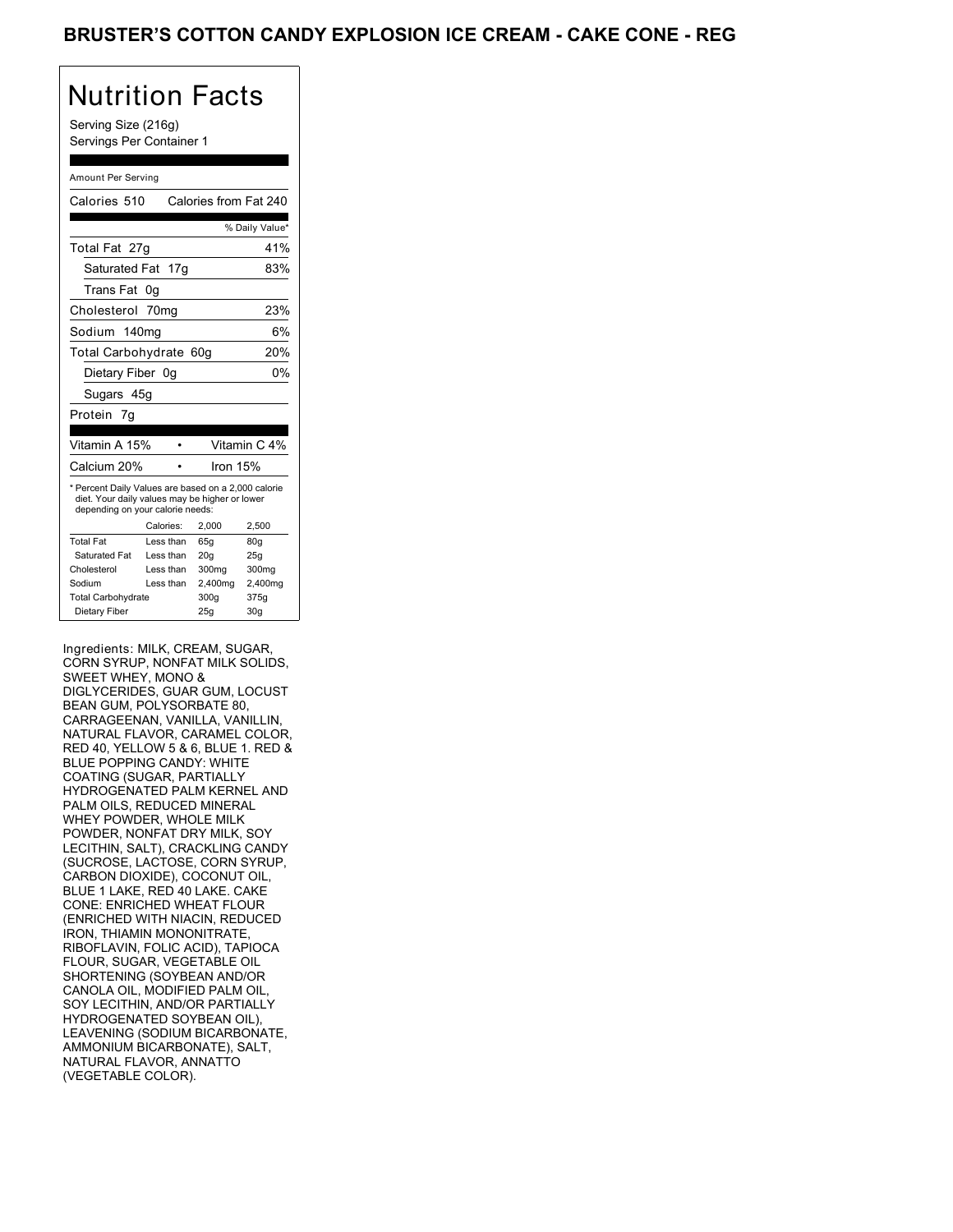# BRUSTER'S COTTON CANDY EXPLOSION ICE CREAM - CAKE CONE - REG

## Nutrition Facts

Serving Size (216g)
Servings Per Container 1

Amount Per Serving

| Calories 510 | Calories from Fat 240 |
|---|---|
| | % Daily Value* |
| Total Fat 27g | 41% |
| Saturated Fat 17g | 83% |
| Trans Fat 0g | |
| Cholesterol 70mg | 23% |
| Sodium 140mg | 6% |
| Total Carbohydrate 60g | 20% |
| Dietary Fiber 0g | 0% |
| Sugars 45g | |
| Protein 7g | |

| Vitamin A 15% | • | Vitamin C 4% |
|---|---|---|
| Calcium 20% | • | Iron 15% |

* Percent Daily Values are based on a 2,000 calorie diet. Your daily values may be higher or lower depending on your calorie needs:

| | Calories: | 2,000 | 2,500 |
|---|---|---|---|
| Total Fat | Less than | 65g | 80g |
| Saturated Fat | Less than | 20g | 25g |
| Cholesterol | Less than | 300mg | 300mg |
| Sodium | Less than | 2,400mg | 2,400mg |
| Total Carbohydrate | | 300g | 375g |
| Dietary Fiber | | 25g | 30g |

Ingredients: MILK, CREAM, SUGAR, CORN SYRUP, NONFAT MILK SOLIDS, SWEET WHEY, MONO & DIGLYCERIDES, GUAR GUM, LOCUST BEAN GUM, POLYSORBATE 80, CARRAGEENAN, VANILLA, VANILLIN, NATURAL FLAVOR, CARAMEL COLOR, RED 40, YELLOW 5 & 6, BLUE 1. RED & BLUE POPPING CANDY: WHITE COATING (SUGAR, PARTIALLY HYDROGENATED PALM KERNEL AND PALM OILS, REDUCED MINERAL WHEY POWDER, WHOLE MILK POWDER, NONFAT DRY MILK, SOY LECITHIN, SALT), CRACKLING CANDY (SUCROSE, LACTOSE, CORN SYRUP, CARBON DIOXIDE), COCONUT OIL, BLUE 1 LAKE, RED 40 LAKE. CAKE CONE: ENRICHED WHEAT FLOUR (ENRICHED WITH NIACIN, REDUCED IRON, THIAMIN MONONITRATE, RIBOFLAVIN, FOLIC ACID), TAPIOCA FLOUR, SUGAR, VEGETABLE OIL SHORTENING (SOYBEAN AND/OR CANOLA OIL, MODIFIED PALM OIL, SOY LECITHIN, AND/OR PARTIALLY HYDROGENATED SOYBEAN OIL), LEAVENING (SODIUM BICARBONATE, AMMONIUM BICARBONATE), SALT, NATURAL FLAVOR, ANNATTO (VEGETABLE COLOR).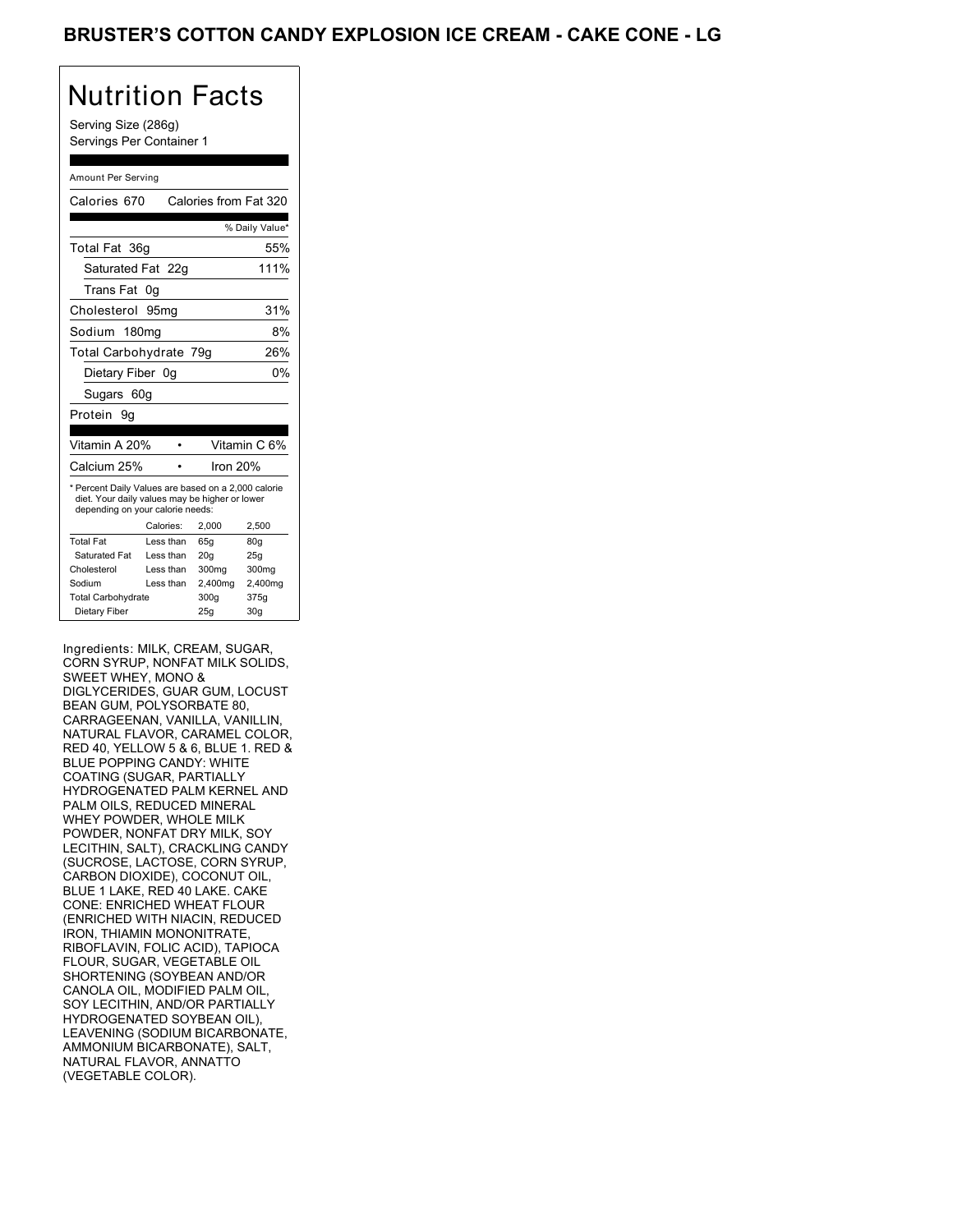# BRUSTER'S COTTON CANDY EXPLOSION ICE CREAM - CAKE CONE - LG

## Nutrition Facts

Serving Size (286g)
Servings Per Container 1

Amount Per Serving

| Calories 670 | Calories from Fat 320 |
|---|---|
| | % Daily Value* |
| Total Fat 36g | 55% |
| Saturated Fat 22g | 111% |
| Trans Fat 0g | |
| Cholesterol 95mg | 31% |
| Sodium 180mg | 8% |
| Total Carbohydrate 79g | 26% |
| Dietary Fiber 0g | 0% |
| Sugars 60g | |
| Protein 9g | |

| Vitamin A 20% | • | Vitamin C 6% |
|---|---|---|
| Calcium 25% | • | Iron 20% |

* Percent Daily Values are based on a 2,000 calorie diet. Your daily values may be higher or lower depending on your calorie needs:

| | Calories: | 2,000 | 2,500 |
|---|---|---|---|
| Total Fat | Less than | 65g | 80g |
| Saturated Fat | Less than | 20g | 25g |
| Cholesterol | Less than | 300mg | 300mg |
| Sodium | Less than | 2,400mg | 2,400mg |
| Total Carbohydrate | | 300g | 375g |
| Dietary Fiber | | 25g | 30g |

Ingredients: MILK, CREAM, SUGAR, CORN SYRUP, NONFAT MILK SOLIDS, SWEET WHEY, MONO & DIGLYCERIDES, GUAR GUM, LOCUST BEAN GUM, POLYSORBATE 80, CARRAGEENAN, VANILLA, VANILLIN, NATURAL FLAVOR, CARAMEL COLOR, RED 40, YELLOW 5 & 6, BLUE 1. RED & BLUE POPPING CANDY: WHITE COATING (SUGAR, PARTIALLY HYDROGENATED PALM KERNEL AND PALM OILS, REDUCED MINERAL WHEY POWDER, WHOLE MILK POWDER, NONFAT DRY MILK, SOY LECITHIN, SALT), CRACKLING CANDY (SUCROSE, LACTOSE, CORN SYRUP, CARBON DIOXIDE), COCONUT OIL, BLUE 1 LAKE, RED 40 LAKE. CAKE CONE: ENRICHED WHEAT FLOUR (ENRICHED WITH NIACIN, REDUCED IRON, THIAMIN MONONITRATE, RIBOFLAVIN, FOLIC ACID), TAPIOCA FLOUR, SUGAR, VEGETABLE OIL SHORTENING (SOYBEAN AND/OR CANOLA OIL, MODIFIED PALM OIL, SOY LECITHIN, AND/OR PARTIALLY HYDROGENATED SOYBEAN OIL), LEAVENING (SODIUM BICARBONATE, AMMONIUM BICARBONATE), SALT, NATURAL FLAVOR, ANNATTO (VEGETABLE COLOR).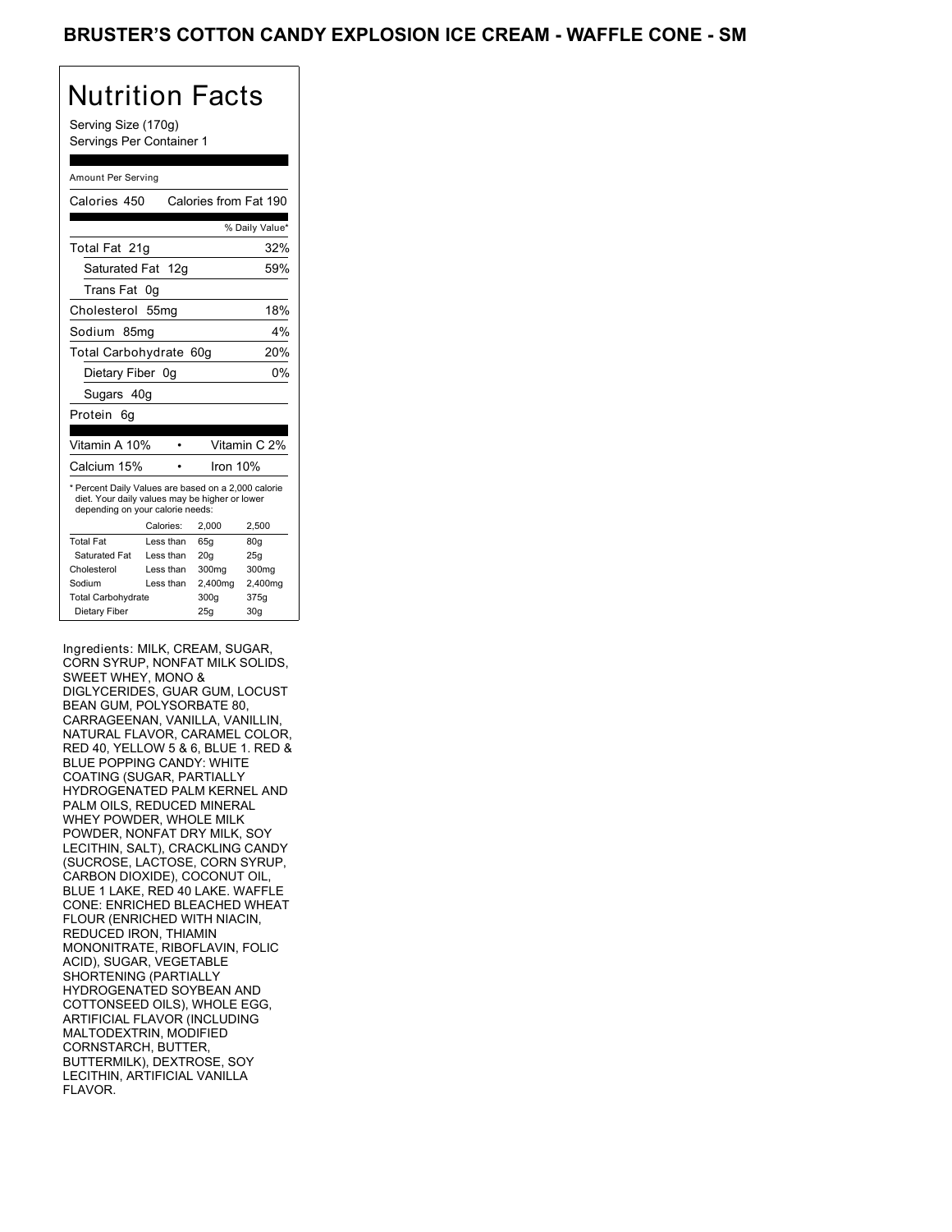# BRUSTER'S COTTON CANDY EXPLOSION ICE CREAM - WAFFLE CONE - SM

## Nutrition Facts

Serving Size (170g)
Servings Per Container 1

Amount Per Serving

Calories 450 Calories from Fat 190

| | % Daily Value* |
|---|---|
| Total Fat 21g | 32% |
| Saturated Fat 12g | 59% |
| Trans Fat 0g | |
| Cholesterol 55mg | 18% |
| Sodium 85mg | 4% |
| Total Carbohydrate 60g | 20% |
| Dietary Fiber 0g | 0% |
| Sugars 40g | |
| Protein 6g | |

| | |
|---|---|
| Vitamin A 10% | Vitamin C 2% |
| Calcium 15% | Iron 10% |

* Percent Daily Values are based on a 2,000 calorie diet. Your daily values may be higher or lower depending on your calorie needs:

| | Calories: | 2,000 | 2,500 |
|---|---|---|---|
| Total Fat | Less than | 65g | 80g |
| Saturated Fat | Less than | 20g | 25g |
| Cholesterol | Less than | 300mg | 300mg |
| Sodium | Less than | 2,400mg | 2,400mg |
| Total Carbohydrate | | 300g | 375g |
| Dietary Fiber | | 25g | 30g |

Ingredients: MILK, CREAM, SUGAR, CORN SYRUP, NONFAT MILK SOLIDS, SWEET WHEY, MONO & DIGLYCERIDES, GUAR GUM, LOCUST BEAN GUM, POLYSORBATE 80, CARRAGEENAN, VANILLA, VANILLIN, NATURAL FLAVOR, CARAMEL COLOR, RED 40, YELLOW 5 & 6, BLUE 1. RED & BLUE POPPING CANDY: WHITE COATING (SUGAR, PARTIALLY HYDROGENATED PALM KERNEL AND PALM OILS, REDUCED MINERAL WHEY POWDER, WHOLE MILK POWDER, NONFAT DRY MILK, SOY LECITHIN, SALT), CRACKLING CANDY (SUCROSE, LACTOSE, CORN SYRUP, CARBON DIOXIDE), COCONUT OIL, BLUE 1 LAKE, RED 40 LAKE. WAFFLE CONE: ENRICHED BLEACHED WHEAT FLOUR (ENRICHED WITH NIACIN, REDUCED IRON, THIAMIN MONONITRATE, RIBOFLAVIN, FOLIC ACID), SUGAR, VEGETABLE SHORTENING (PARTIALLY HYDROGENATED SOYBEAN AND COTTONSEED OILS), WHOLE EGG, ARTIFICIAL FLAVOR (INCLUDING MALTODEXTRIN, MODIFIED CORNSTARCH, BUTTER, BUTTERMILK), DEXTROSE, SOY LECITHIN, ARTIFICIAL VANILLA FLAVOR.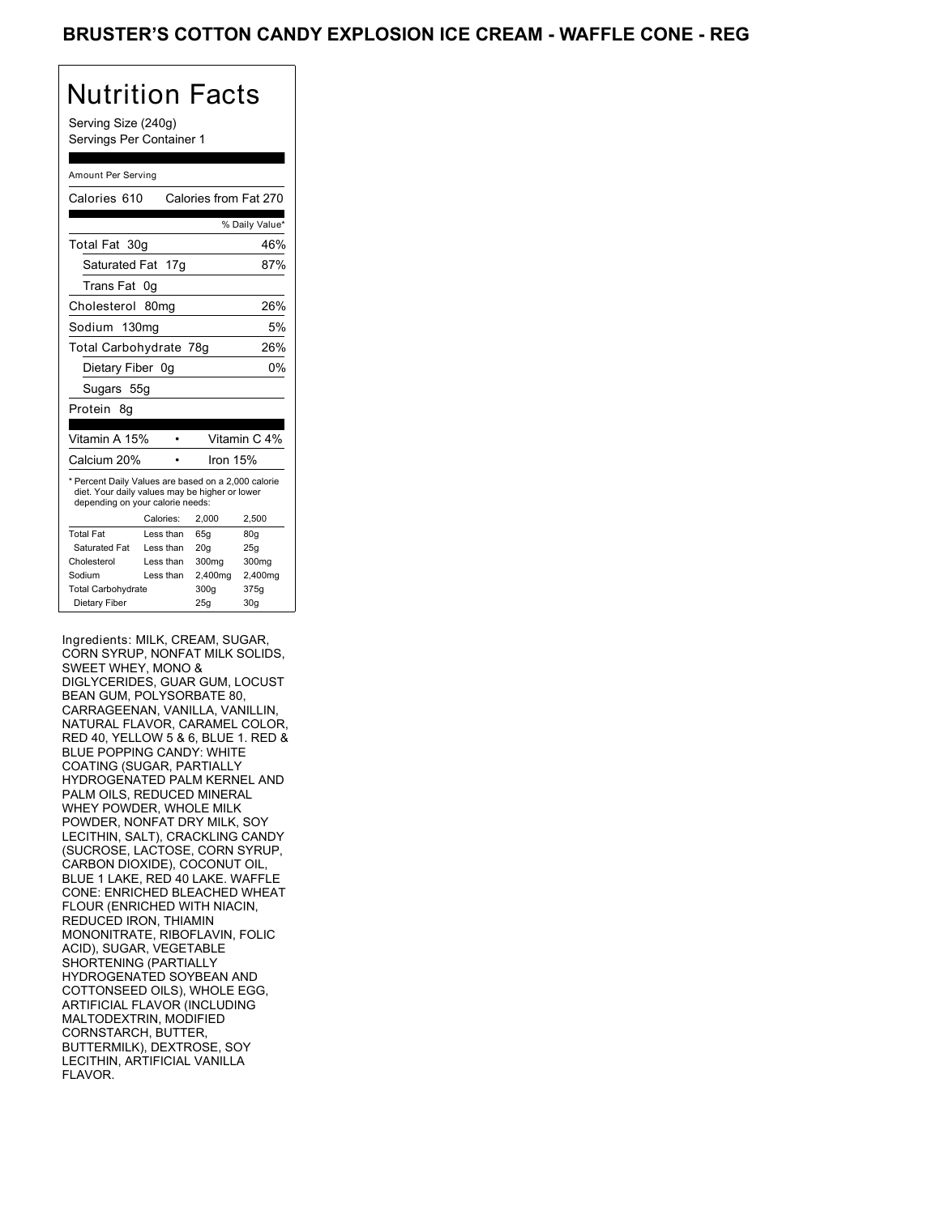# BRUSTER'S COTTON CANDY EXPLOSION ICE CREAM - WAFFLE CONE - REG

## Nutrition Facts

Serving Size (240g)
Servings Per Container 1

Amount Per Serving

Calories 610 Calories from Fat 270

| | % Daily Value* |
|---|---|
| Total Fat 30g | 46% |
| Saturated Fat 17g | 87% |
| Trans Fat 0g | |
| Cholesterol 80mg | 26% |
| Sodium 130mg | 5% |
| Total Carbohydrate 78g | 26% |
| Dietary Fiber 0g | 0% |
| Sugars 55g | |
| Protein 8g | |

| | |
|---|---|
| Vitamin A 15% | Vitamin C 4% |
| Calcium 20% | Iron 15% |

* Percent Daily Values are based on a 2,000 calorie diet. Your daily values may be higher or lower depending on your calorie needs:

| | Calories: | 2,000 | 2,500 |
|---|---|---|---|
| Total Fat | Less than | 65g | 80g |
| Saturated Fat | Less than | 20g | 25g |
| Cholesterol | Less than | 300mg | 300mg |
| Sodium | Less than | 2,400mg | 2,400mg |
| Total Carbohydrate | | 300g | 375g |
| Dietary Fiber | | 25g | 30g |

Ingredients: MILK, CREAM, SUGAR, CORN SYRUP, NONFAT MILK SOLIDS, SWEET WHEY, MONO & DIGLYCERIDES, GUAR GUM, LOCUST BEAN GUM, POLYSORBATE 80, CARRAGEENAN, VANILLA, VANILLIN, NATURAL FLAVOR, CARAMEL COLOR, RED 40, YELLOW 5 & 6, BLUE 1. RED & BLUE POPPING CANDY: WHITE COATING (SUGAR, PARTIALLY HYDROGENATED PALM KERNEL AND PALM OILS, REDUCED MINERAL WHEY POWDER, WHOLE MILK POWDER, NONFAT DRY MILK, SOY LECITHIN, SALT), CRACKLING CANDY (SUCROSE, LACTOSE, CORN SYRUP, CARBON DIOXIDE), COCONUT OIL, BLUE 1 LAKE, RED 40 LAKE. WAFFLE CONE: ENRICHED BLEACHED WHEAT FLOUR (ENRICHED WITH NIACIN, REDUCED IRON, THIAMIN MONONITRATE, RIBOFLAVIN, FOLIC ACID), SUGAR, VEGETABLE SHORTENING (PARTIALLY HYDROGENATED SOYBEAN AND COTTONSEED OILS), WHOLE EGG, ARTIFICIAL FLAVOR (INCLUDING MALTODEXTRIN, MODIFIED CORNSTARCH, BUTTER, BUTTERMILK), DEXTROSE, SOY LECITHIN, ARTIFICIAL VANILLA FLAVOR.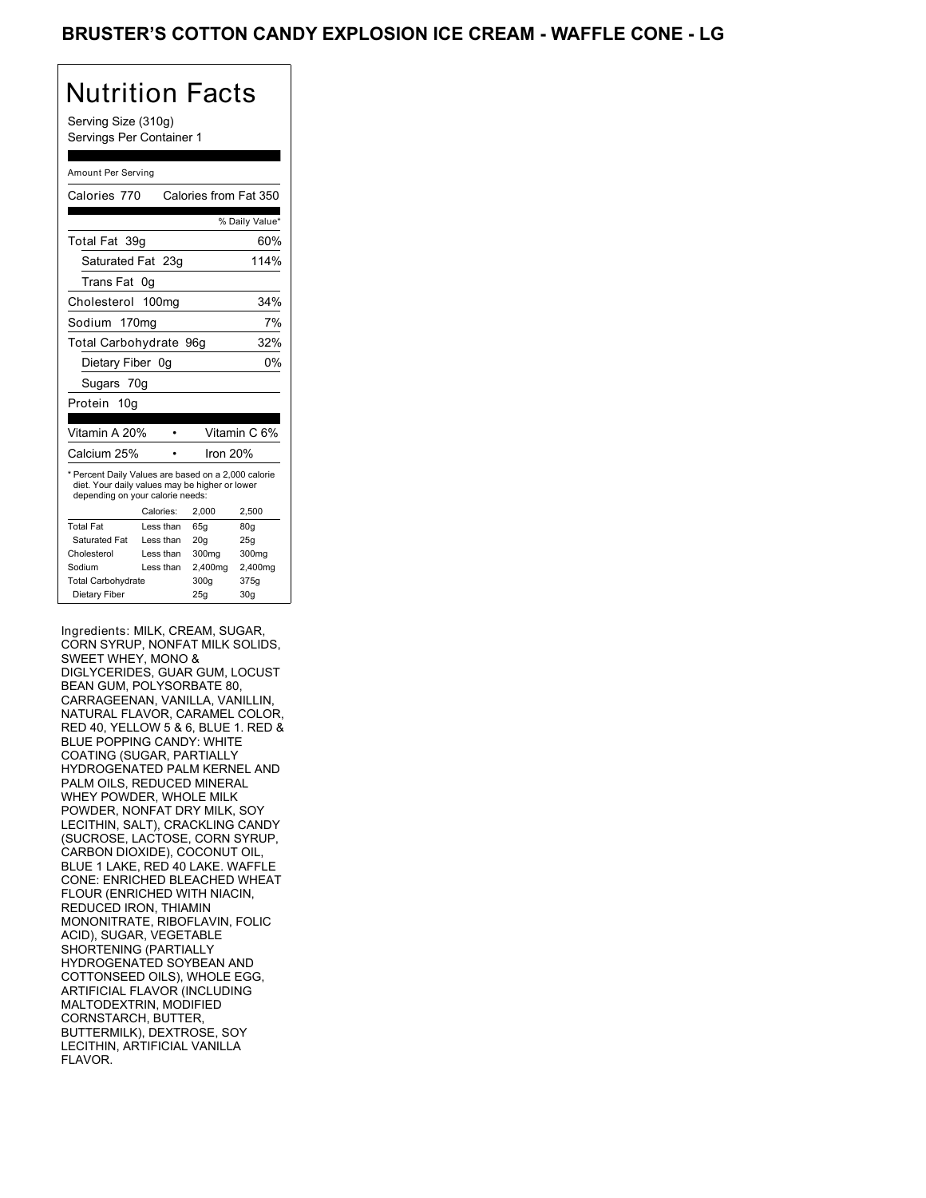# BRUSTER'S COTTON CANDY EXPLOSION ICE CREAM - WAFFLE CONE - LG

## Nutrition Facts

Serving Size (310g)
Servings Per Container 1

Amount Per Serving

Calories 770 Calories from Fat 350

| | % Daily Value* |
|---|---|
| Total Fat 39g | 60% |
| Saturated Fat 23g | 114% |
| Trans Fat 0g | |
| Cholesterol 100mg | 34% |
| Sodium 170mg | 7% |
| Total Carbohydrate 96g | 32% |
| Dietary Fiber 0g | 0% |
| Sugars 70g | |
| Protein 10g | |

| | |
|---|---|
| Vitamin A 20% | Vitamin C 6% |
| Calcium 25% | Iron 20% |

* Percent Daily Values are based on a 2,000 calorie diet. Your daily values may be higher or lower depending on your calorie needs:

| | Calories: | 2,000 | 2,500 |
|---|---|---|---|
| Total Fat | Less than | 65g | 80g |
| Saturated Fat | Less than | 20g | 25g |
| Cholesterol | Less than | 300mg | 300mg |
| Sodium | Less than | 2,400mg | 2,400mg |
| Total Carbohydrate | | 300g | 375g |
| Dietary Fiber | | 25g | 30g |

Ingredients: MILK, CREAM, SUGAR, CORN SYRUP, NONFAT MILK SOLIDS, SWEET WHEY, MONO & DIGLYCERIDES, GUAR GUM, LOCUST BEAN GUM, POLYSORBATE 80, CARRAGEENAN, VANILLA, VANILLIN, NATURAL FLAVOR, CARAMEL COLOR, RED 40, YELLOW 5 & 6, BLUE 1. RED & BLUE POPPING CANDY: WHITE COATING (SUGAR, PARTIALLY HYDROGENATED PALM KERNEL AND PALM OILS, REDUCED MINERAL WHEY POWDER, WHOLE MILK POWDER, NONFAT DRY MILK, SOY LECITHIN, SALT), CRACKLING CANDY (SUCROSE, LACTOSE, CORN SYRUP, CARBON DIOXIDE), COCONUT OIL, BLUE 1 LAKE, RED 40 LAKE. WAFFLE CONE: ENRICHED BLEACHED WHEAT FLOUR (ENRICHED WITH NIACIN, REDUCED IRON, THIAMIN MONONITRATE, RIBOFLAVIN, FOLIC ACID), SUGAR, VEGETABLE SHORTENING (PARTIALLY HYDROGENATED SOYBEAN AND COTTONSEED OILS), WHOLE EGG, ARTIFICIAL FLAVOR (INCLUDING MALTODEXTRIN, MODIFIED CORNSTARCH, BUTTER, BUTTERMILK), DEXTROSE, SOY LECITHIN, ARTIFICIAL VANILLA FLAVOR.